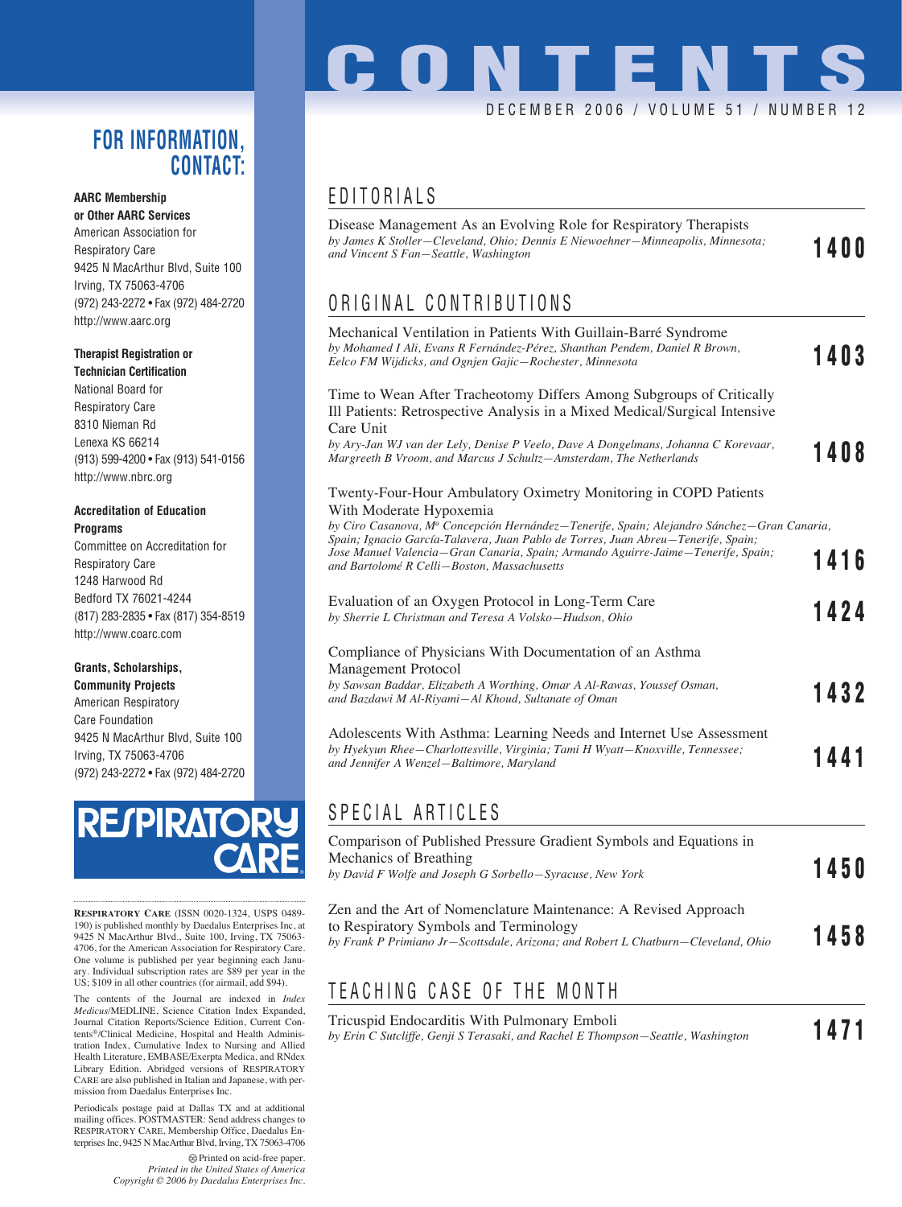# CONTENTS

DECEMBER 2006 / VOLUME 51 / NUMBER 12

## EDITORIALS

Disease Management As an Evolving Role for Respiratory Therapists
*by James K Stoller—Cleveland, Ohio; Dennis E Niewoehner—Minneapolis, Minnesota; and Vincent S Fan—Seattle, Washington* **1400**

## ORIGINAL CONTRIBUTIONS

Mechanical Ventilation in Patients With Guillain-Barré Syndrome
*by Mohamed I Ali, Evans R Fernández-Pérez, Shanthan Pendem, Daniel R Brown, Eelco FM Wijdicks, and Ognjen Gajic—Rochester, Minnesota* **1403**

Time to Wean After Tracheotomy Differs Among Subgroups of Critically Ill Patients: Retrospective Analysis in a Mixed Medical/Surgical Intensive Care Unit
*by Ary-Jan WJ van der Lely, Denise P Veelo, Dave A Dongelmans, Johanna C Korevaar, Margreeth B Vroom, and Marcus J Schultz—Amsterdam, The Netherlands* **1408**

Twenty-Four-Hour Ambulatory Oximetry Monitoring in COPD Patients With Moderate Hypoxemia
*by Ciro Casanova, Mª Concepción Hernández—Tenerife, Spain; Alejandro Sánchez—Gran Canaria, Spain; Ignacio García-Talavera, Juan Pablo de Torres, Juan Abreu—Tenerife, Spain; Jose Manuel Valencia—Gran Canaria, Spain; Armando Aguirre-Jaime—Tenerife, Spain; and Bartolomé R Celli—Boston, Massachusetts* **1416**

Evaluation of an Oxygen Protocol in Long-Term Care
*by Sherrie L Christman and Teresa A Volsko—Hudson, Ohio* **1424**

Compliance of Physicians With Documentation of an Asthma Management Protocol
*by Sawsan Baddar, Elizabeth A Worthing, Omar A Al-Rawas, Youssef Osman, and Bazdawi M Al-Riyami—Al Khoud, Sultanate of Oman* **1432**

Adolescents With Asthma: Learning Needs and Internet Use Assessment
*by Hyekyun Rhee—Charlottesville, Virginia; Tami H Wyatt—Knoxville, Tennessee; and Jennifer A Wenzel—Baltimore, Maryland* **1441**

## SPECIAL ARTICLES

Comparison of Published Pressure Gradient Symbols and Equations in Mechanics of Breathing
*by David F Wolfe and Joseph G Sorbello—Syracuse, New York* **1450**

Zen and the Art of Nomenclature Maintenance: A Revised Approach to Respiratory Symbols and Terminology
*by Frank P Primiano Jr—Scottsdale, Arizona; and Robert L Chatburn—Cleveland, Ohio* **1458**

## TEACHING CASE OF THE MONTH

Tricuspid Endocarditis With Pulmonary Emboli
*by Erin C Sutcliffe, Genji S Terasaki, and Rachel E Thompson—Seattle, Washington* **1471**

## FOR INFORMATION, CONTACT:

**AARC Membership or Other AARC Services**
American Association for Respiratory Care
9425 N MacArthur Blvd, Suite 100
Irving, TX 75063-4706
(972) 243-2272 • Fax (972) 484-2720
http://www.aarc.org

**Therapist Registration or Technician Certification**
National Board for Respiratory Care
8310 Nieman Rd
Lenexa KS 66214
(913) 599-4200 • Fax (913) 541-0156
http://www.nbrc.org

**Accreditation of Education Programs**
Committee on Accreditation for Respiratory Care
1248 Harwood Rd
Bedford TX 76021-4244
(817) 283-2835 • Fax (817) 354-8519
http://www.coarc.com

**Grants, Scholarships, Community Projects**
American Respiratory Care Foundation
9425 N MacArthur Blvd, Suite 100
Irving, TX 75063-4706
(972) 243-2272 • Fax (972) 484-2720

RESPIRATORY CARE

**RESPIRATORY CARE** (ISSN 0020-1324, USPS 0489-190) is published monthly by Daedalus Enterprises Inc, at 9425 N MacArthur Blvd., Suite 100, Irving, TX 75063-4706, for the American Association for Respiratory Care. One volume is published per year beginning each January. Individual subscription rates are $89 per year in the US; $109 in all other countries (for airmail, add $94).

The contents of the Journal are indexed in *Index Medicus*/MEDLINE, Science Citation Index Expanded, Journal Citation Reports/Science Edition, Current Contents®/Clinical Medicine, Hospital and Health Administration Index, Cumulative Index to Nursing and Allied Health Literature, EMBASE/Exerpta Medica, and RNdex Library Edition. Abridged versions of RESPIRATORY CARE are also published in Italian and Japanese, with permission from Daedalus Enterprises Inc.

Periodicals postage paid at Dallas TX and at additional mailing offices. POSTMASTER: Send address changes to RESPIRATORY CARE, Membership Office, Daedalus Enterprises Inc, 9425 N MacArthur Blvd, Irving, TX 75063-4706

Printed on acid-free paper.
*Printed in the United States of America*
*Copyright © 2006 by Daedalus Enterprises Inc.*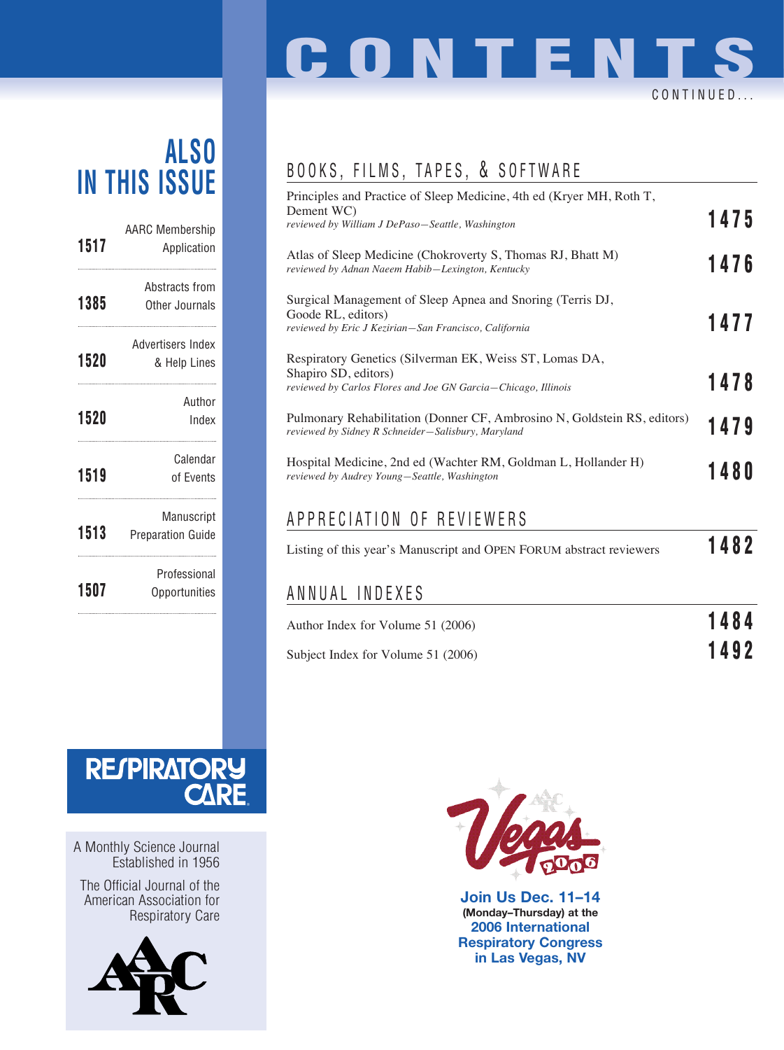# CONTENTS

CONTINUED...

## BOOKS, FILMS, TAPES, & SOFTWARE

Principles and Practice of Sleep Medicine, 4th ed (Kryer MH, Roth T, Dement WC)
*reviewed by William J DePaso—Seattle, Washington* **1475**

Atlas of Sleep Medicine (Chokroverty S, Thomas RJ, Bhatt M)
*reviewed by Adnan Naeem Habib—Lexington, Kentucky* **1476**

Surgical Management of Sleep Apnea and Snoring (Terris DJ, Goode RL, editors)
*reviewed by Eric J Kezirian—San Francisco, California* **1477**

Respiratory Genetics (Silverman EK, Weiss ST, Lomas DA, Shapiro SD, editors)
*reviewed by Carlos Flores and Joe GN Garcia—Chicago, Illinois* **1478**

Pulmonary Rehabilitation (Donner CF, Ambrosino N, Goldstein RS, editors)
*reviewed by Sidney R Schneider—Salisbury, Maryland* **1479**

Hospital Medicine, 2nd ed (Wachter RM, Goldman L, Hollander H)
*reviewed by Audrey Young—Seattle, Washington* **1480**

## APPRECIATION OF REVIEWERS

Listing of this year's Manuscript and OPEN FORUM abstract reviewers **1482**

## ANNUAL INDEXES

Author Index for Volume 51 (2006) **1484**

Subject Index for Volume 51 (2006) **1492**

## ALSO IN THIS ISSUE

**1517** AARC Membership Application

**1385** Abstracts from Other Journals

**1520** Advertisers Index & Help Lines

**1520** Author Index

**1519** Calendar of Events

**1513** Manuscript Preparation Guide

**1507** Professional Opportunities

RESPIRATORY CARE

A Monthly Science Journal Established in 1956

The Official Journal of the American Association for Respiratory Care

AARC

Vegas 2006

**Join Us Dec. 11–14**
**(Monday–Thursday) at the**
**2006 International Respiratory Congress in Las Vegas, NV**